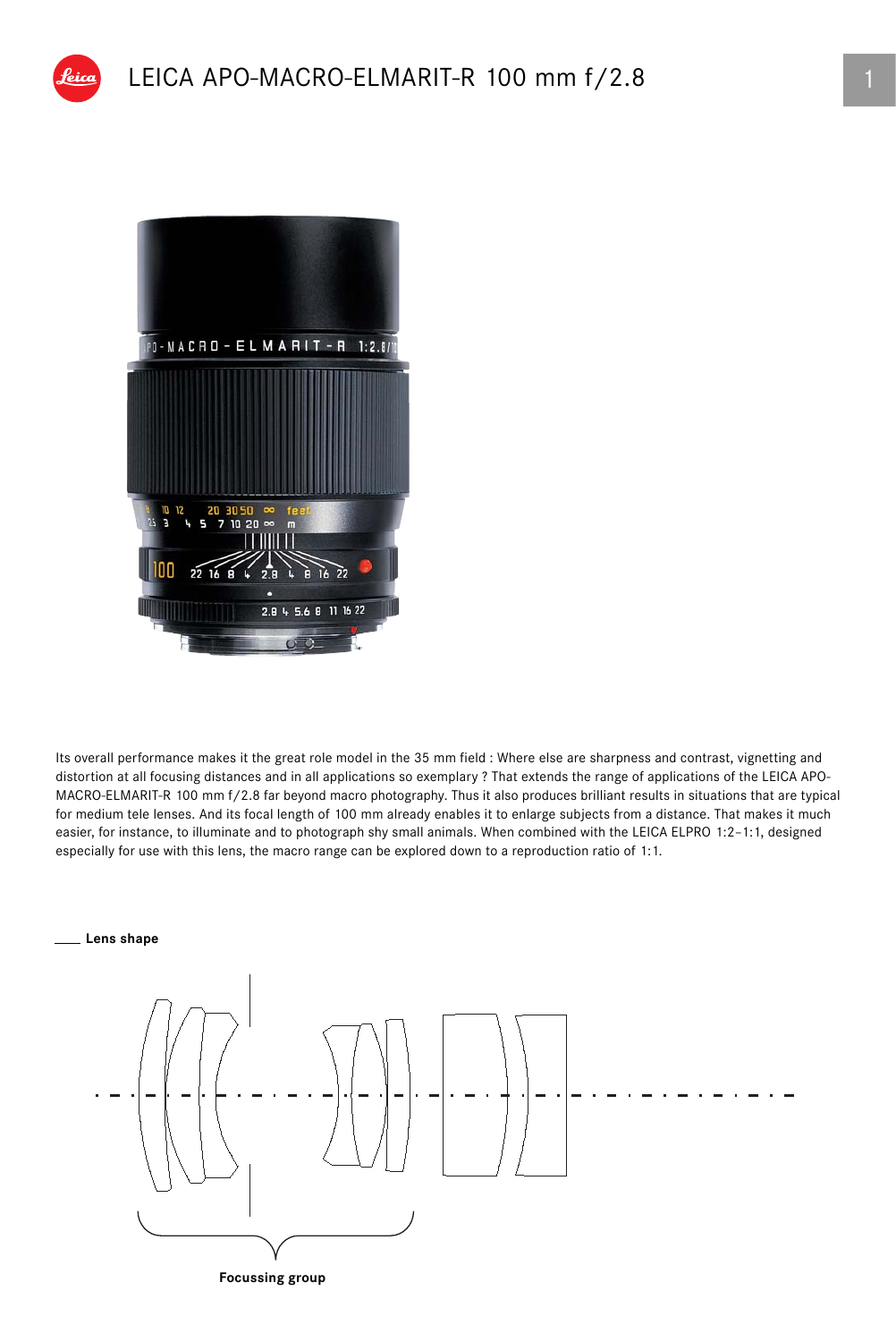# LEICA APO-MACRO-ELMARIT-R 100 mm f/2.8

Its overall performance makes it the great role model in the 35 mm field : Where else are sharpness and contrast, vignetting and distortion at all focusing distances and in all applications so exemplary ? That extends the range of applications of the LEICA APO-MACRO-ELMARIT-R 100 mm f/2.8 far beyond macro photography. Thus it also produces brilliant results in situations that are typical for medium tele lenses. And its focal length of 100 mm already enables it to enlarge subjects from a distance. That makes it much easier, for instance, to illuminate and to photograph shy small animals. When combined with the LEICA ELPRO 1:2–1:1, designed especially for use with this lens, the macro range can be explored down to a reproduction ratio of 1:1.

**Lens shape**

**Focussing group**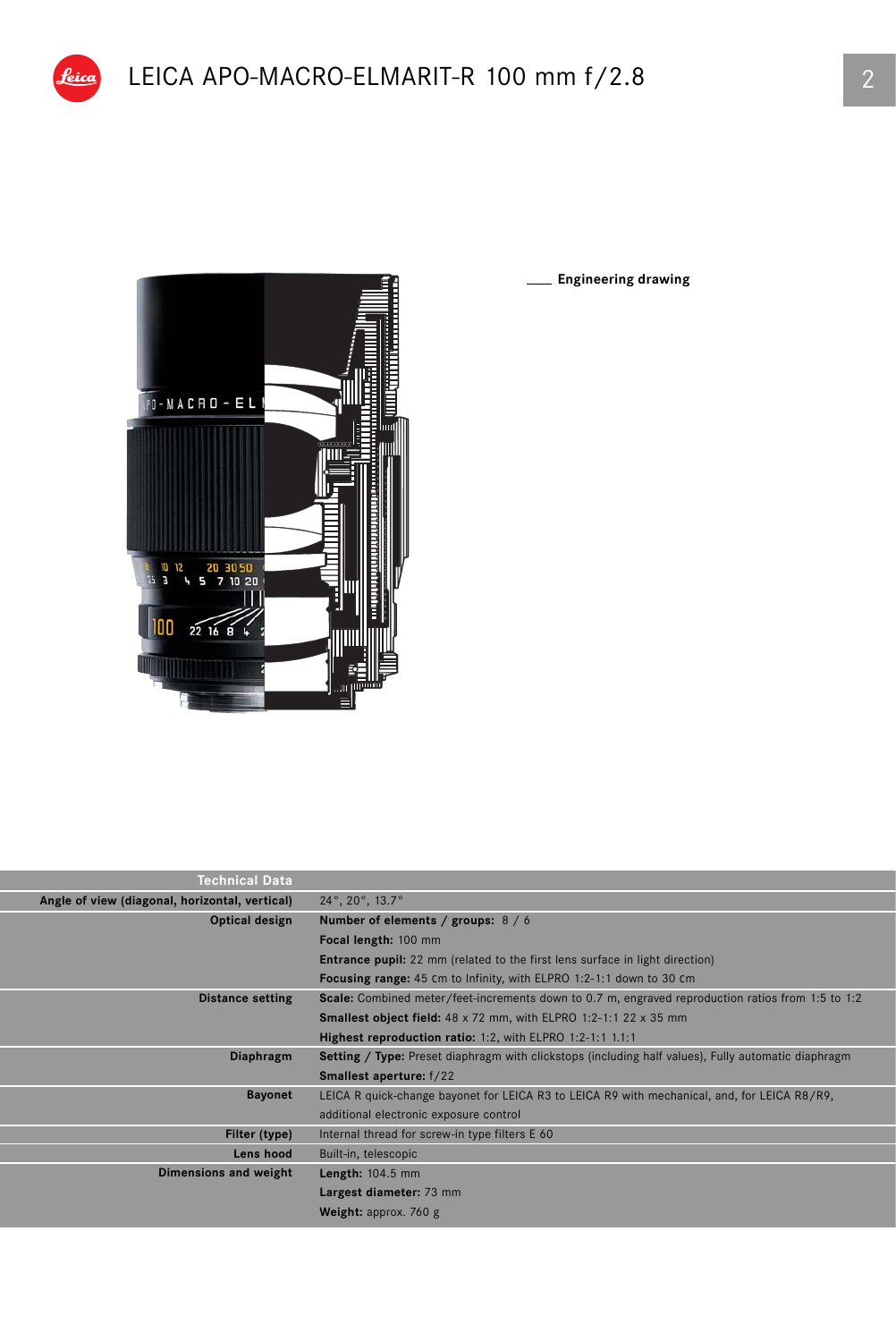# LEICA APO-MACRO-ELMARIT-R 100 mm f/2.8

Engineering drawing

| Technical Data | |
|---|---|
| **Angle of view (diagonal, horizontal, vertical)** | 24°, 20°, 13.7° |
| **Optical design** | **Number of elements / groups:** 8 / 6 |
| | **Focal length:** 100 mm |
| | **Entrance pupil:** 22 mm (related to the first lens surface in light direction) |
| | **Focusing range:** 45 cm to Infinity, with ELPRO 1:2-1:1 down to 30 cm |
| **Distance setting** | **Scale:** Combined meter/feet-increments down to 0.7 m, engraved reproduction ratios from 1:5 to 1:2 |
| | **Smallest object field:** 48 x 72 mm, with ELPRO 1:2-1:1 22 x 35 mm |
| | **Highest reproduction ratio:** 1:2, with ELPRO 1:2-1:1 1.1:1 |
| **Diaphragm** | **Setting / Type:** Preset diaphragm with clickstops (including half values), Fully automatic diaphragm |
| | **Smallest aperture:** f/22 |
| **Bayonet** | LEICA R quick-change bayonet for LEICA R3 to LEICA R9 with mechanical, and, for LEICA R8/R9, additional electronic exposure control |
| **Filter (type)** | Internal thread for screw-in type filters E 60 |
| **Lens hood** | Built-in, telescopic |
| **Dimensions and weight** | **Length:** 104.5 mm |
| | **Largest diameter:** 73 mm |
| | **Weight:** approx. 760 g |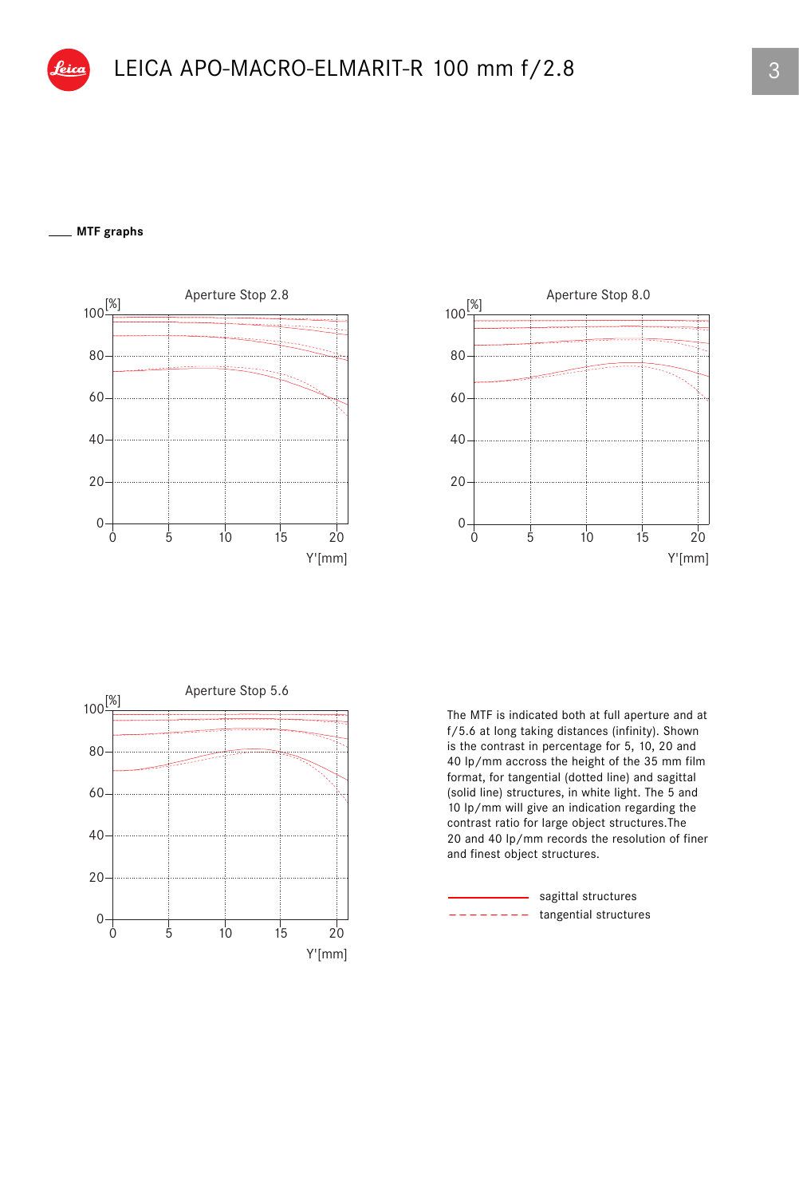# LEICA APO-MACRO-ELMARIT-R 100 mm f/2.8

## MTF graphs

Aperture Stop 2.8

Aperture Stop 8.0

Aperture Stop 5.6

The MTF is indicated both at full aperture and at f/5.6 at long taking distances (infinity). Shown is the contrast in percentage for 5, 10, 20 and 40 lp/mm accross the height of the 35 mm film format, for tangential (dotted line) and sagittal (solid line) structures, in white light. The 5 and 10 lp/mm will give an indication regarding the contrast ratio for large object structures.The 20 and 40 lp/mm records the resolution of finer and finest object structures.

sagittal structures

tangential structures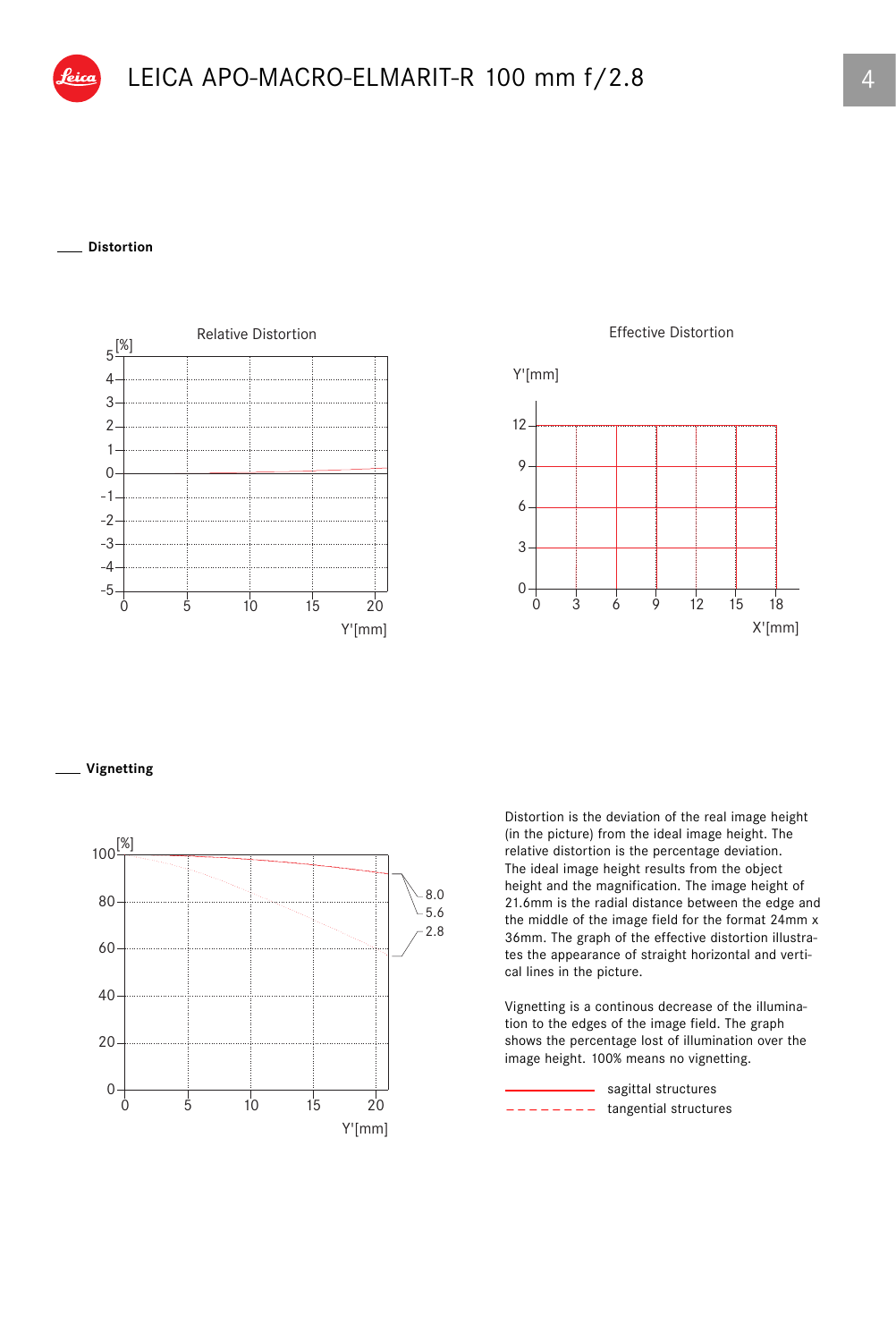## Distortion

Relative Distortion

Effective Distortion

## Vignetting

Distortion is the deviation of the real image height (in the picture) from the ideal image height. The relative distortion is the percentage deviation. The ideal image height results from the object height and the magnification. The image height of 21.6mm is the radial distance between the edge and the middle of the image field for the format 24mm x 36mm. The graph of the effective distortion illustrates the appearance of straight horizontal and vertical lines in the picture.

Vignetting is a continous decrease of the illumination to the edges of the image field. The graph shows the percentage lost of illumination over the image height. 100% means no vignetting.

sagittal structures

tangential structures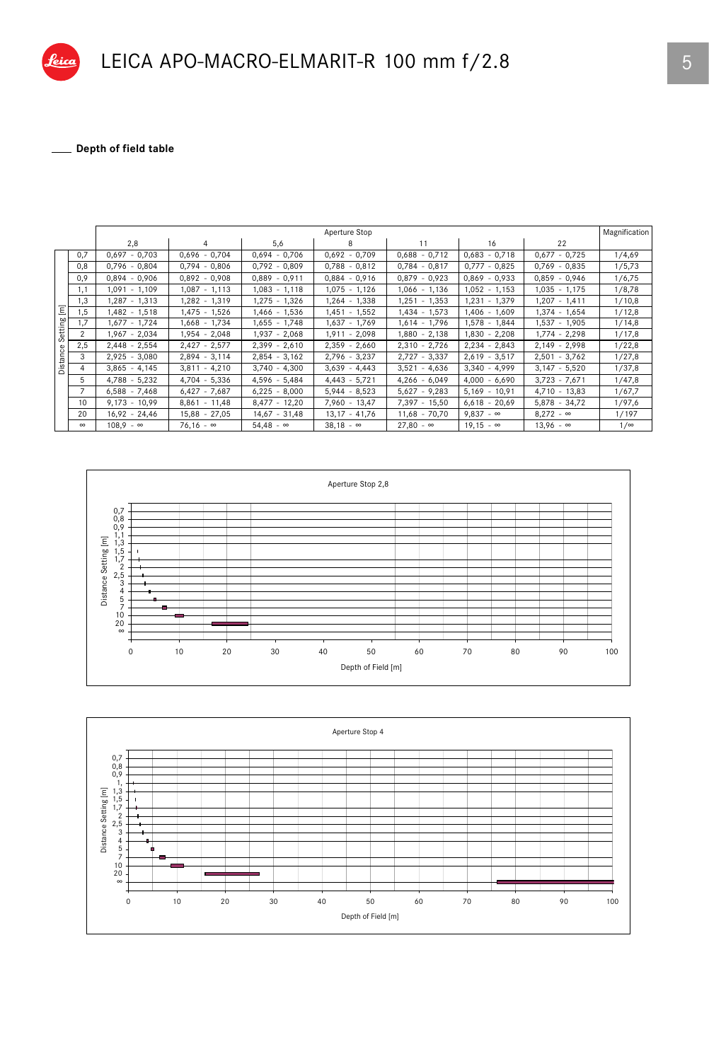# LEICA APO-MACRO-ELMARIT-R 100 mm f/2.8

## Depth of field table

| Distance Setting [m] | Aperture Stop 2,8 | 4 | 5,6 | 8 | 11 | 16 | 22 | Magnification |
|---|---|---|---|---|---|---|---|---|
| 0,7 | 0,697 - 0,703 | 0,696 - 0,704 | 0,694 - 0,706 | 0,692 - 0,709 | 0,688 - 0,712 | 0,683 - 0,718 | 0,677 - 0,725 | 1/4,69 |
| 0,8 | 0,796 - 0,804 | 0,794 - 0,806 | 0,792 - 0,809 | 0,788 - 0,812 | 0,784 - 0,817 | 0,777 - 0,825 | 0,769 - 0,835 | 1/5,73 |
| 0,9 | 0,894 - 0,906 | 0,892 - 0,908 | 0,889 - 0,911 | 0,884 - 0,916 | 0,879 - 0,923 | 0,869 - 0,933 | 0,859 - 0,946 | 1/6,75 |
| 1,1 | 1,091 - 1,109 | 1,087 - 1,113 | 1,083 - 1,118 | 1,075 - 1,126 | 1,066 - 1,136 | 1,052 - 1,153 | 1,035 - 1,175 | 1/8,78 |
| 1,3 | 1,287 - 1,313 | 1,282 - 1,319 | 1,275 - 1,326 | 1,264 - 1,338 | 1,251 - 1,353 | 1,231 - 1,379 | 1,207 - 1,411 | 1/10,8 |
| 1,5 | 1,482 - 1,518 | 1,475 - 1,526 | 1,466 - 1,536 | 1,451 - 1,552 | 1,434 - 1,573 | 1,406 - 1,609 | 1,374 - 1,654 | 1/12,8 |
| 1,7 | 1,677 - 1,724 | 1,668 - 1,734 | 1,655 - 1,748 | 1,637 - 1,769 | 1,614 - 1,796 | 1,578 - 1,844 | 1,537 - 1,905 | 1/14,8 |
| 2 | 1,967 - 2,034 | 1,954 - 2,048 | 1,937 - 2,068 | 1,911 - 2,098 | 1,880 - 2,138 | 1,830 - 2,208 | 1,774 - 2,298 | 1/17,8 |
| 2,5 | 2,448 - 2,554 | 2,427 - 2,577 | 2,399 - 2,610 | 2,359 - 2,660 | 2,310 - 2,726 | 2,234 - 2,843 | 2,149 - 2,998 | 1/22,8 |
| 3 | 2,925 - 3,080 | 2,894 - 3,114 | 2,854 - 3,162 | 2,796 - 3,237 | 2,727 - 3,337 | 2,619 - 3,517 | 2,501 - 3,762 | 1/27,8 |
| 4 | 3,865 - 4,145 | 3,811 - 4,210 | 3,740 - 4,300 | 3,639 - 4,443 | 3,521 - 4,636 | 3,340 - 4,999 | 3,147 - 5,520 | 1/37,8 |
| 5 | 4,788 - 5,232 | 4,704 - 5,336 | 4,596 - 5,484 | 4,443 - 5,721 | 4,266 - 6,049 | 4,000 - 6,690 | 3,723 - 7,671 | 1/47,8 |
| 7 | 6,588 - 7,468 | 6,427 - 7,687 | 6,225 - 8,000 | 5,944 - 8,523 | 5,627 - 9,283 | 5,169 - 10,91 | 4,710 - 13,83 | 1/67,7 |
| 10 | 9,173 - 10,99 | 8,861 - 11,48 | 8,477 - 12,20 | 7,960 - 13,47 | 7,397 - 15,50 | 6,618 - 20,69 | 5,878 - 34,72 | 1/97,6 |
| 20 | 16,92 - 24,46 | 15,88 - 27,05 | 14,67 - 31,48 | 13,17 - 41,76 | 11,68 - 70,70 | 9,837 - ∞ | 8,272 - ∞ | 1/197 |
| ∞ | 108,9 - ∞ | 76,16 - ∞ | 54,48 - ∞ | 38,18 - ∞ | 27,80 - ∞ | 19,15 - ∞ | 13,96 - ∞ | 1/∞ |

Aperture Stop 2,8

Aperture Stop 4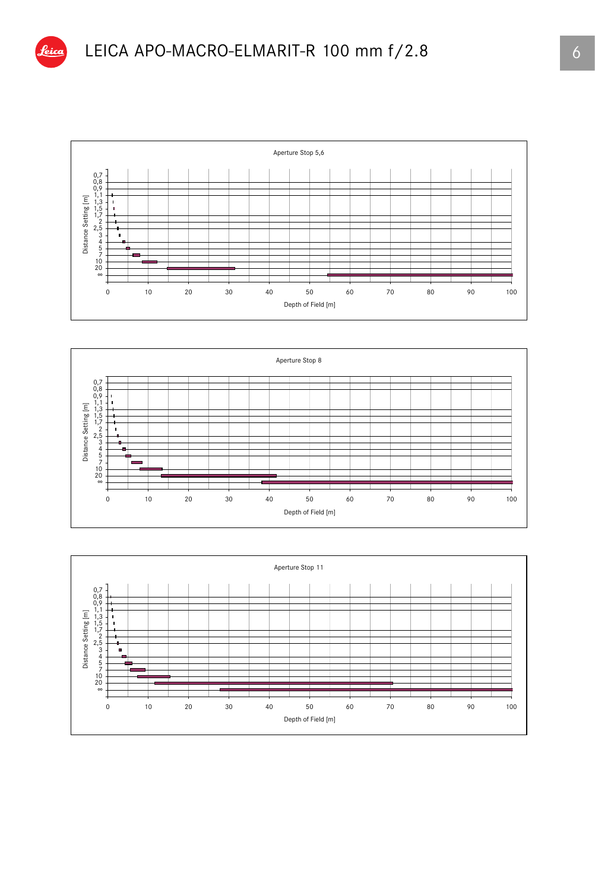# LEICA APO-MACRO-ELMARIT-R 100 mm f/2.8

Aperture Stop 5,6

Distance Setting [m]: 0,7 / 0,8 / 0,9 / 1,1 / 1,3 / 1,5 / 1,7 / 2 / 2,5 / 3 / 4 / 5 / 7 / 10 / 20 / ∞

Depth of Field [m]: 0 / 10 / 20 / 30 / 40 / 50 / 60 / 70 / 80 / 90 / 100

Aperture Stop 8

Distance Setting [m]: 0,7 / 0,8 / 0,9 / 1,1 / 1,3 / 1,5 / 1,7 / 2 / 2,5 / 3 / 4 / 5 / 7 / 10 / 20 / ∞

Depth of Field [m]: 0 / 10 / 20 / 30 / 40 / 50 / 60 / 70 / 80 / 90 / 100

Aperture Stop 11

Distance Setting [m]: 0,7 / 0,8 / 0,9 / 1,1 / 1,3 / 1,5 / 1,7 / 2 / 2,5 / 3 / 4 / 5 / 7 / 10 / 20 / ∞

Depth of Field [m]: 0 / 10 / 20 / 30 / 40 / 50 / 60 / 70 / 80 / 90 / 100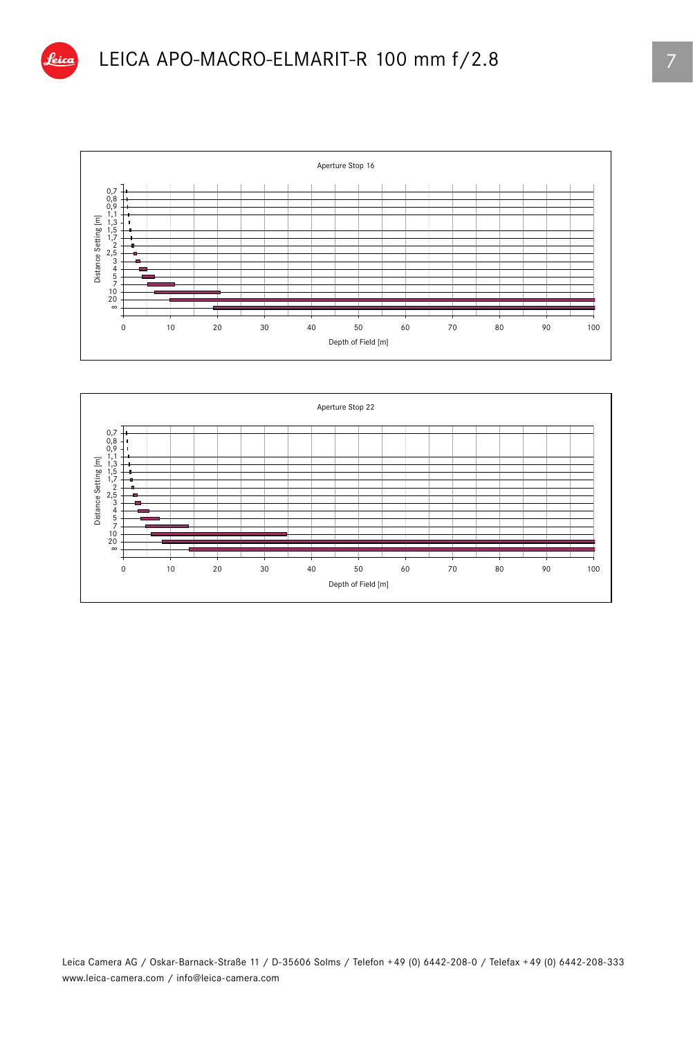# LEICA APO-MACRO-ELMARIT-R 100 mm f/2.8

Aperture Stop 16

Distance Setting [m]

0,7
0,8
0,9
1,1
1,3
1,5
1,7
2
2,5
3
4
5
7
10
20
∞

0 10 20 30 40 50 60 70 80 90 100

Depth of Field [m]

Aperture Stop 22

Distance Setting [m]

0,7
0,8
0,9
1,1
1,3
1,5
1,7
2
2,5
3
4
5
7
10
20
∞

0 10 20 30 40 50 60 70 80 90 100

Depth of Field [m]

Leica Camera AG / Oskar-Barnack-Straße 11 / D-35606 Solms / Telefon +49 (0) 6442-208-0 / Telefax +49 (0) 6442-208-333
www.leica-camera.com / info@leica-camera.com